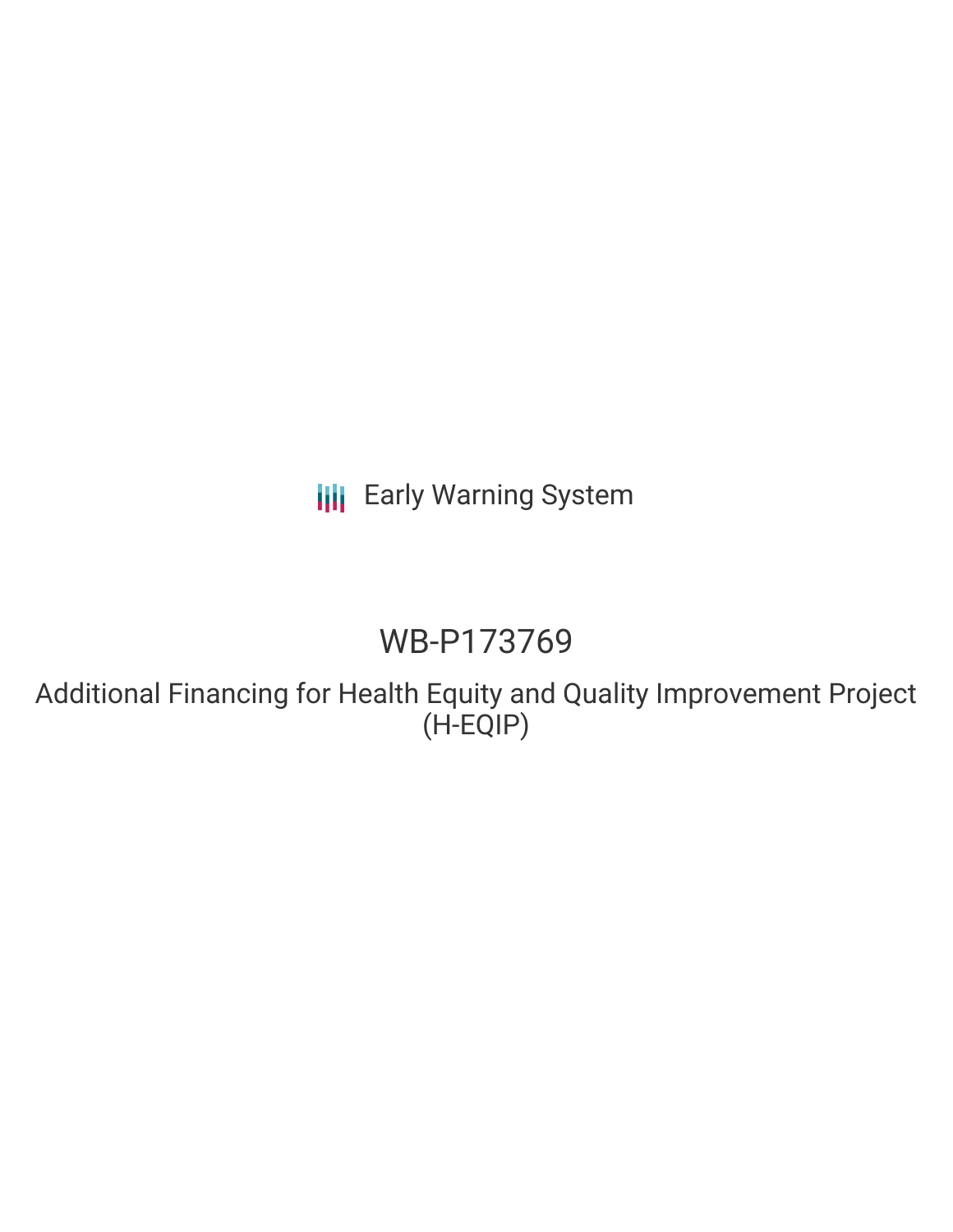Early Warning System

# WB-P173769

## Additional Financing for Health Equity and Quality Improvement Project (H-EQIP)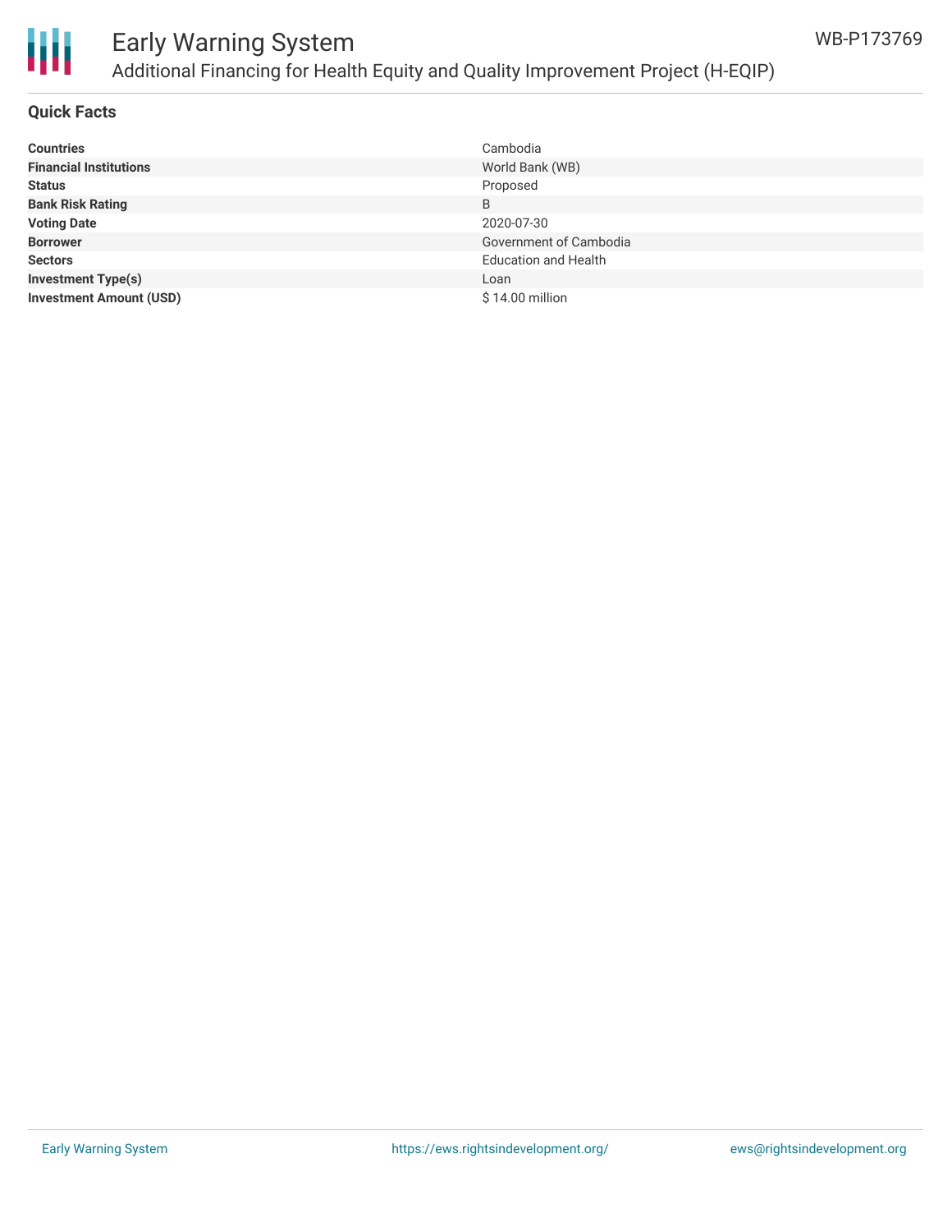## Quick Facts

| | |
|---|---|
| **Countries** | Cambodia |
| **Financial Institutions** | World Bank (WB) |
| **Status** | Proposed |
| **Bank Risk Rating** | B |
| **Voting Date** | 2020-07-30 |
| **Borrower** | Government of Cambodia |
| **Sectors** | Education and Health |
| **Investment Type(s)** | Loan |
| **Investment Amount (USD)** | $ 14.00 million |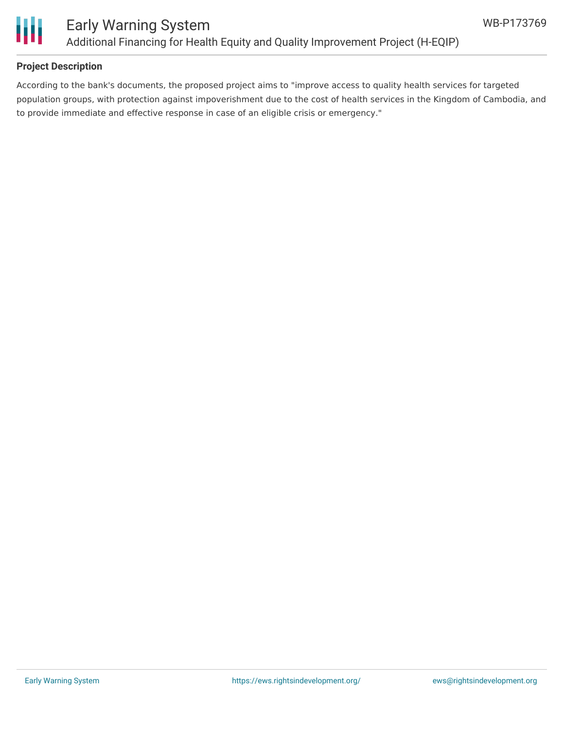## Project Description

According to the bank's documents, the proposed project aims to "improve access to quality health services for targeted population groups, with protection against impoverishment due to the cost of health services in the Kingdom of Cambodia, and to provide immediate and effective response in case of an eligible crisis or emergency."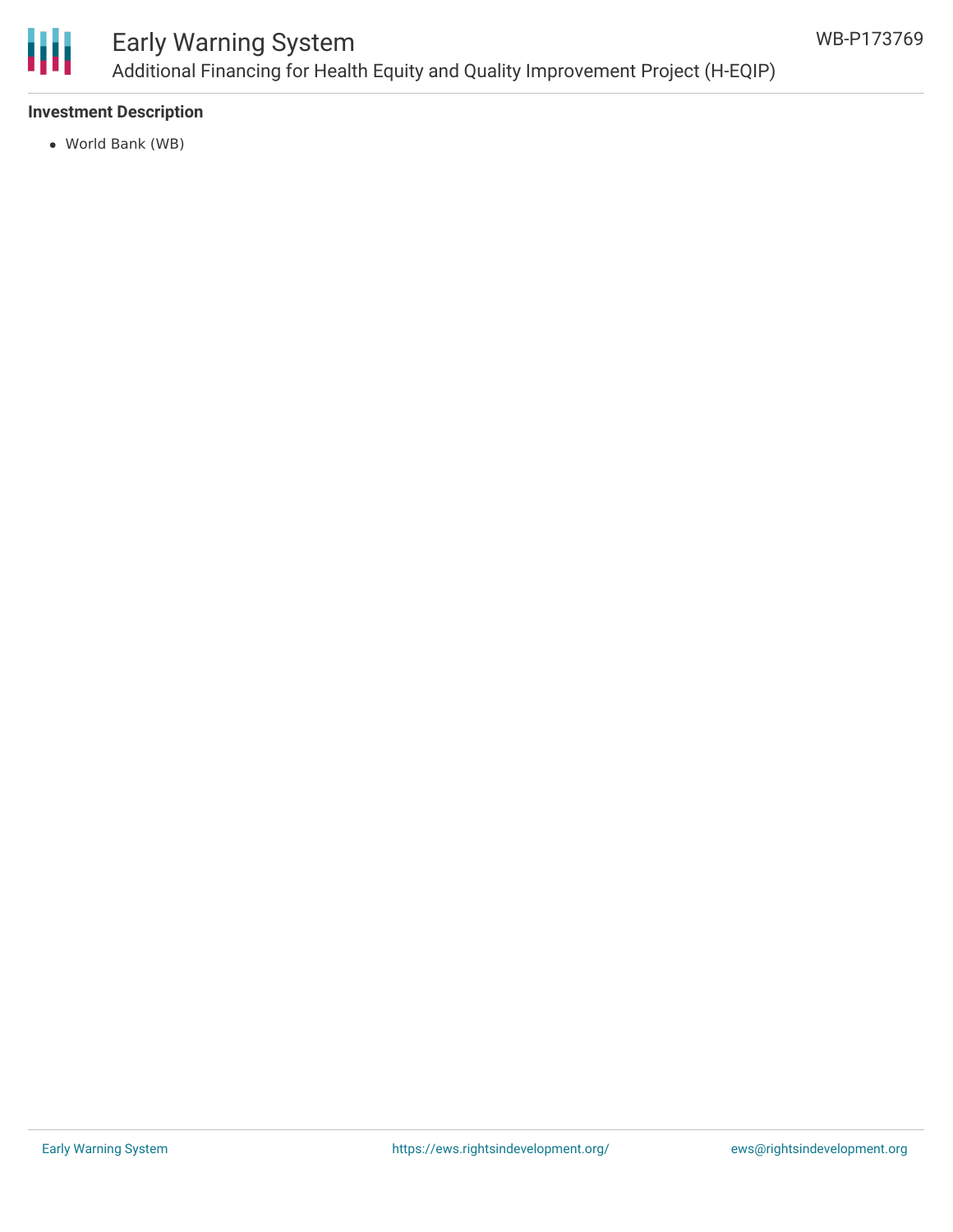### Investment Description

- World Bank (WB)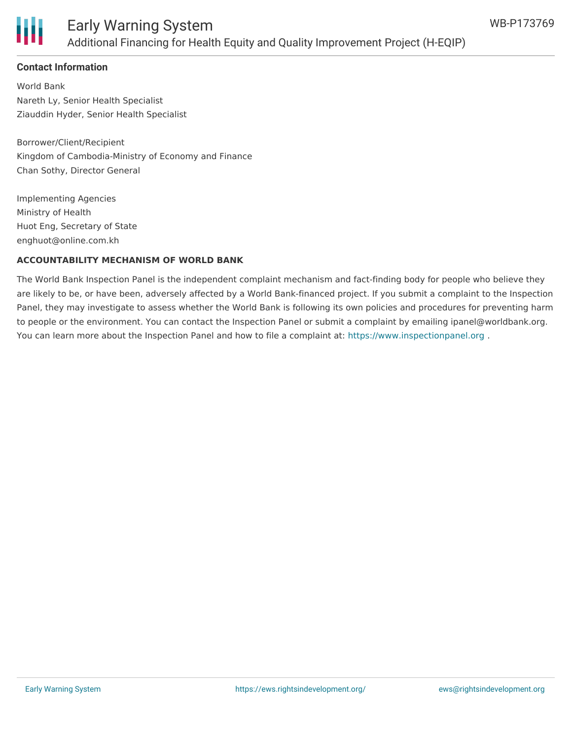**Contact Information**

World Bank
Nareth Ly, Senior Health Specialist
Ziauddin Hyder, Senior Health Specialist

Borrower/Client/Recipient
Kingdom of Cambodia-Ministry of Economy and Finance
Chan Sothy, Director General

Implementing Agencies
Ministry of Health
Huot Eng, Secretary of State
enghuot@online.com.kh

**ACCOUNTABILITY MECHANISM OF WORLD BANK**

The World Bank Inspection Panel is the independent complaint mechanism and fact-finding body for people who believe they are likely to be, or have been, adversely affected by a World Bank-financed project. If you submit a complaint to the Inspection Panel, they may investigate to assess whether the World Bank is following its own policies and procedures for preventing harm to people or the environment. You can contact the Inspection Panel or submit a complaint by emailing ipanel@worldbank.org. You can learn more about the Inspection Panel and how to file a complaint at: https://www.inspectionpanel.org .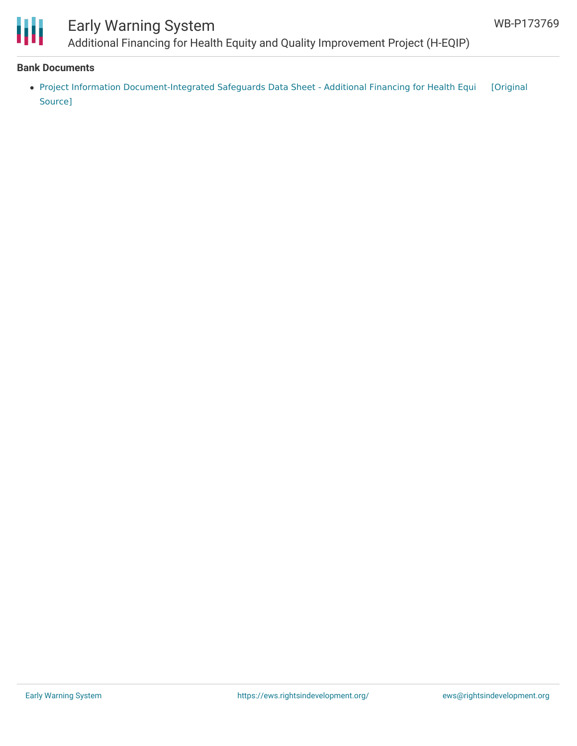### Bank Documents

- Project Information Document-Integrated Safeguards Data Sheet - Additional Financing for Health Equi [Original Source]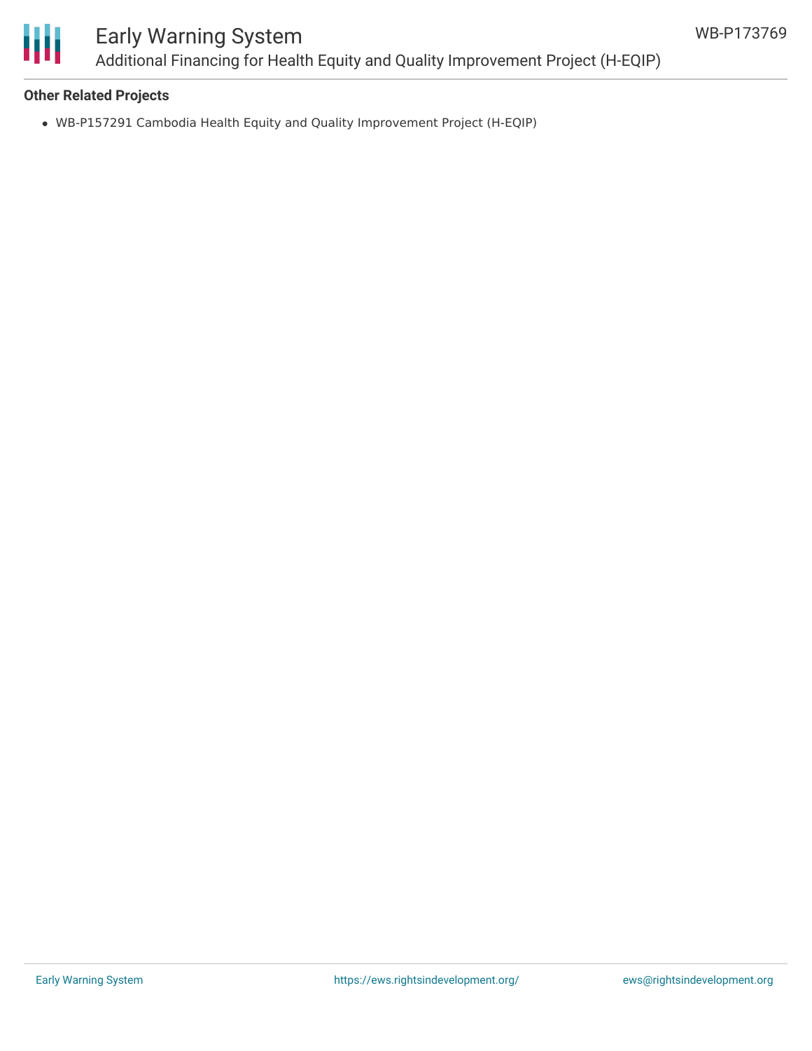**Other Related Projects**

- WB-P157291 Cambodia Health Equity and Quality Improvement Project (H-EQIP)